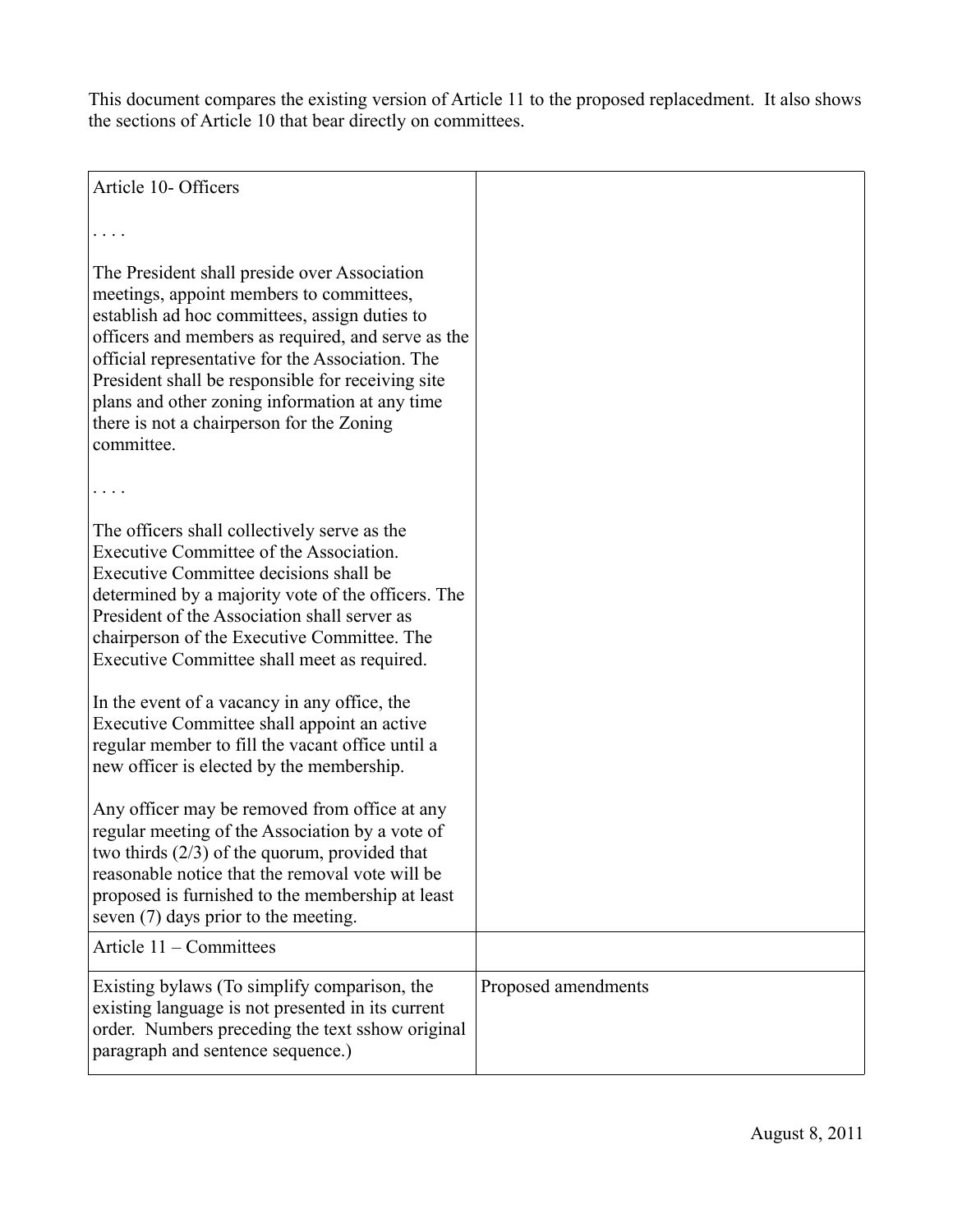This document compares the existing version of Article 11 to the proposed replacedment. It also shows the sections of Article 10 that bear directly on committees.

| Article 10- Officers<br><br>. . . .<br><br>The President shall preside over Association meetings, appoint members to committees, establish ad hoc committees, assign duties to officers and members as required, and serve as the official representative for the Association. The President shall be responsible for receiving site plans and other zoning information at any time there is not a chairperson for the Zoning committee.<br><br>. . . .<br><br>The officers shall collectively serve as the Executive Committee of the Association. Executive Committee decisions shall be determined by a majority vote of the officers. The President of the Association shall server as chairperson of the Executive Committee. The Executive Committee shall meet as required.<br><br>In the event of a vacancy in any office, the Executive Committee shall appoint an active regular member to fill the vacant office until a new officer is elected by the membership.<br><br>Any officer may be removed from office at any regular meeting of the Association by a vote of two thirds (2/3) of the quorum, provided that reasonable notice that the removal vote will be proposed is furnished to the membership at least seven (7) days prior to the meeting. | |
|---|---|
| Article 11 – Committees | |
| Existing bylaws (To simplify comparison, the existing language is not presented in its current order. Numbers preceding the text sshow original paragraph and sentence sequence.) | Proposed amendments |

August 8, 2011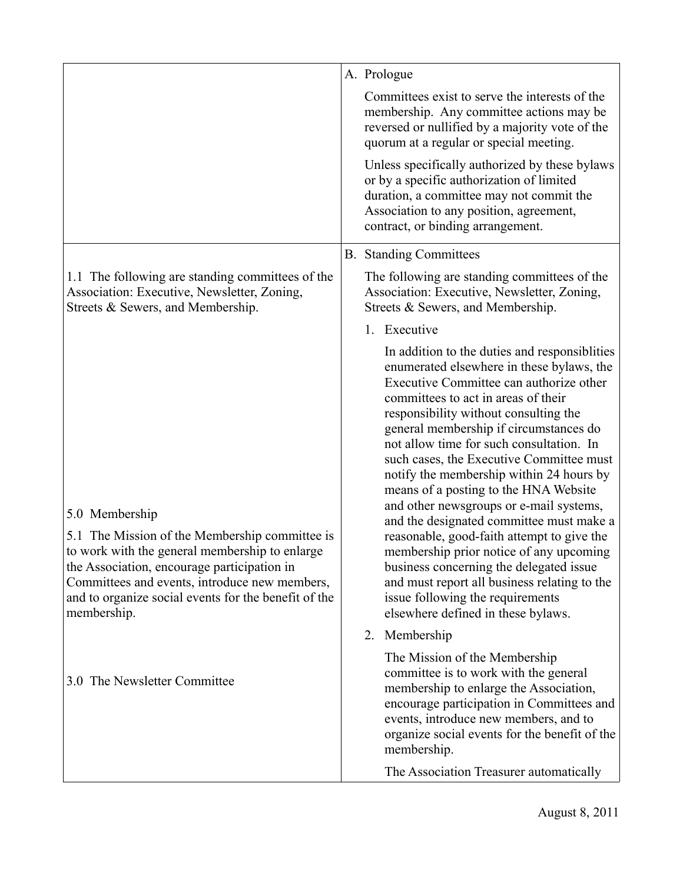| | |
|---|---|
| | A. Prologue<br><br>Committees exist to serve the interests of the membership. Any committee actions may be reversed or nullified by a majority vote of the quorum at a regular or special meeting.<br><br>Unless specifically authorized by these bylaws or by a specific authorization of limited duration, a committee may not commit the Association to any position, agreement, contract, or binding arrangement. |
| 1.1 The following are standing committees of the Association: Executive, Newsletter, Zoning, Streets & Sewers, and Membership.<br><br>5.0 Membership<br><br>5.1 The Mission of the Membership committee is to work with the general membership to enlarge the Association, encourage participation in Committees and events, introduce new members, and to organize social events for the benefit of the membership.<br><br>3.0 The Newsletter Committee | B. Standing Committees<br><br>The following are standing committees of the Association: Executive, Newsletter, Zoning, Streets & Sewers, and Membership.<br><br>1. Executive<br><br>In addition to the duties and responsiblities enumerated elsewhere in these bylaws, the Executive Committee can authorize other committees to act in areas of their responsibility without consulting the general membership if circumstances do not allow time for such consultation. In such cases, the Executive Committee must notify the membership within 24 hours by means of a posting to the HNA Website and other newsgroups or e-mail systems, and the designated committee must make a reasonable, good-faith attempt to give the membership prior notice of any upcoming business concerning the delegated issue and must report all business relating to the issue following the requirements elsewhere defined in these bylaws.<br><br>2. Membership<br><br>The Mission of the Membership committee is to work with the general membership to enlarge the Association, encourage participation in Committees and events, introduce new members, and to organize social events for the benefit of the membership.<br><br>The Association Treasurer automatically |

August 8, 2011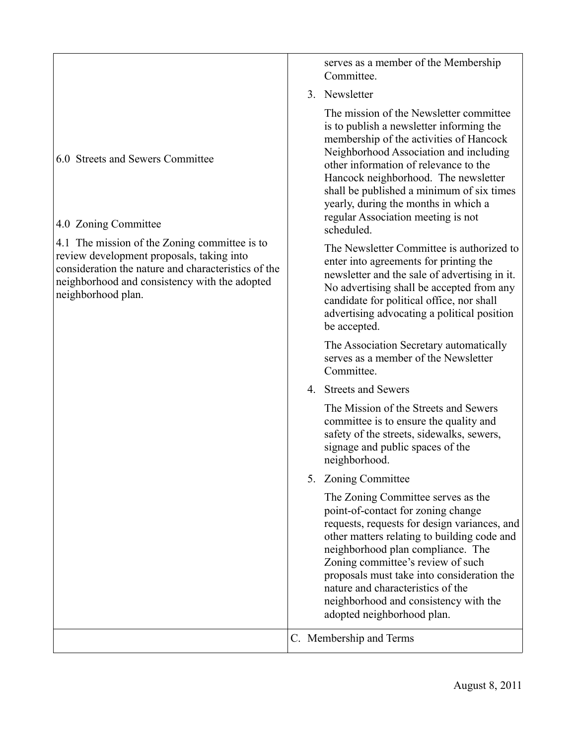| | |
|---|---|
| | serves as a member of the Membership Committee.<br><br>3. Newsletter<br><br>The mission of the Newsletter committee is to publish a newsletter informing the membership of the activities of Hancock Neighborhood Association and including other information of relevance to the Hancock neighborhood. The newsletter shall be published a minimum of six times yearly, during the months in which a regular Association meeting is not scheduled.<br><br>The Newsletter Committee is authorized to enter into agreements for printing the newsletter and the sale of advertising in it. No advertising shall be accepted from any candidate for political office, nor shall advertising advocating a political position be accepted.<br><br>The Association Secretary automatically serves as a member of the Newsletter Committee. |
| 6.0 Streets and Sewers Committee | 4. Streets and Sewers<br><br>The Mission of the Streets and Sewers committee is to ensure the quality and safety of the streets, sidewalks, sewers, signage and public spaces of the neighborhood. |
| 4.0 Zoning Committee<br><br>4.1 The mission of the Zoning committee is to review development proposals, taking into consideration the nature and characteristics of the neighborhood and consistency with the adopted neighborhood plan. | 5. Zoning Committee<br><br>The Zoning Committee serves as the point-of-contact for zoning change requests, requests for design variances, and other matters relating to building code and neighborhood plan compliance. The Zoning committee's review of such proposals must take into consideration the nature and characteristics of the neighborhood and consistency with the adopted neighborhood plan. |
| | C. Membership and Terms |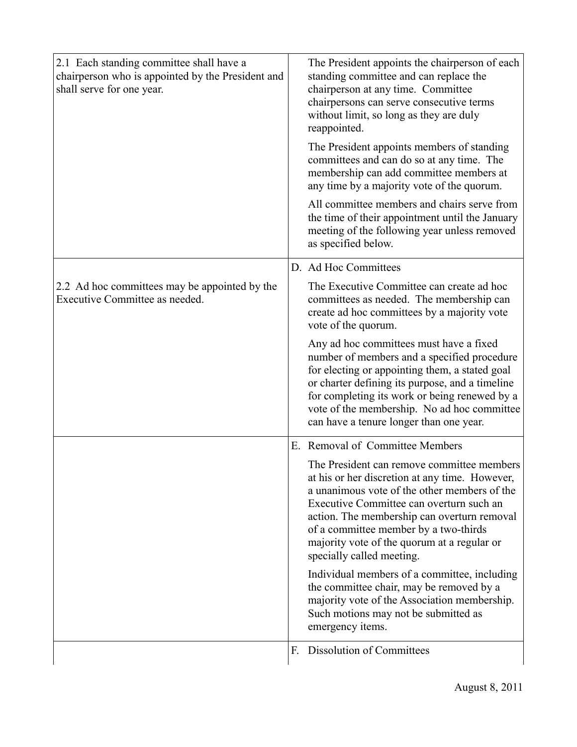| | |
|---|---|
| 2.1 Each standing committee shall have a chairperson who is appointed by the President and shall serve for one year. | The President appoints the chairperson of each standing committee and can replace the chairperson at any time. Committee chairpersons can serve consecutive terms without limit, so long as they are duly reappointed.<br><br>The President appoints members of standing committees and can do so at any time. The membership can add committee members at any time by a majority vote of the quorum.<br><br>All committee members and chairs serve from the time of their appointment until the January meeting of the following year unless removed as specified below. |
| 2.2 Ad hoc committees may be appointed by the Executive Committee as needed. | D. Ad Hoc Committees<br><br>The Executive Committee can create ad hoc committees as needed. The membership can create ad hoc committees by a majority vote of the quorum.<br><br>Any ad hoc committees must have a fixed number of members and a specified procedure for electing or appointing them, a stated goal or charter defining its purpose, and a timeline for completing its work or being renewed by a vote of the membership. No ad hoc committee can have a tenure longer than one year. |
| | E. Removal of Committee Members<br><br>The President can remove committee members at his or her discretion at any time. However, a unanimous vote of the other members of the Executive Committee can overturn such an action. The membership can overturn removal of a committee member by a two-thirds majority vote of the quorum at a regular or specially called meeting.<br><br>Individual members of a committee, including the committee chair, may be removed by a majority vote of the Association membership. Such motions may not be submitted as emergency items. |
| | F. Dissolution of Committees |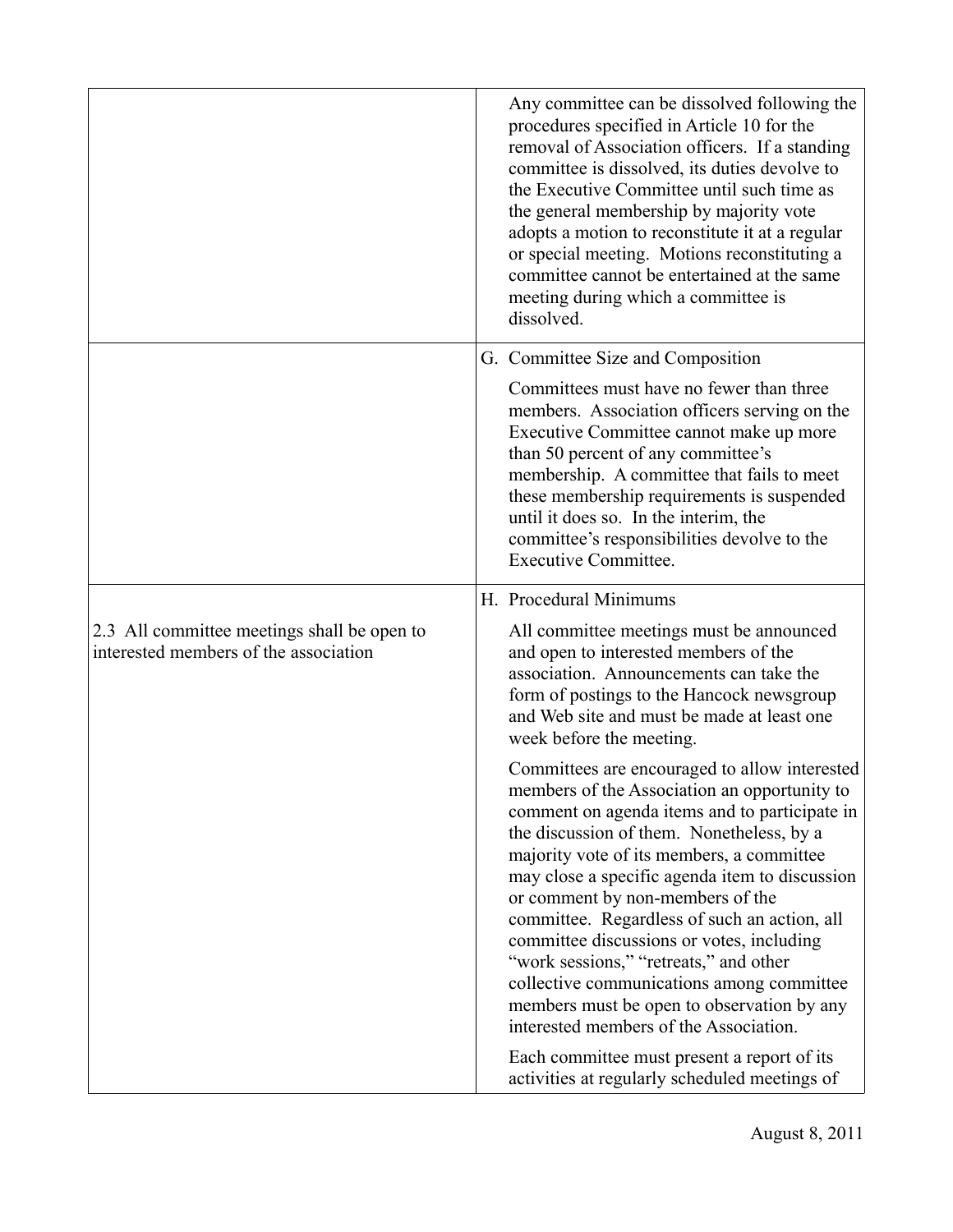| | |
|---|---|
| | Any committee can be dissolved following the procedures specified in Article 10 for the removal of Association officers. If a standing committee is dissolved, its duties devolve to the Executive Committee until such time as the general membership by majority vote adopts a motion to reconstitute it at a regular or special meeting. Motions reconstituting a committee cannot be entertained at the same meeting during which a committee is dissolved. |
| | G. Committee Size and Composition<br><br>Committees must have no fewer than three members. Association officers serving on the Executive Committee cannot make up more than 50 percent of any committee's membership. A committee that fails to meet these membership requirements is suspended until it does so. In the interim, the committee's responsibilities devolve to the Executive Committee. |
| 2.3 All committee meetings shall be open to interested members of the association | H. Procedural Minimums<br><br>All committee meetings must be announced and open to interested members of the association. Announcements can take the form of postings to the Hancock newsgroup and Web site and must be made at least one week before the meeting.<br><br>Committees are encouraged to allow interested members of the Association an opportunity to comment on agenda items and to participate in the discussion of them. Nonetheless, by a majority vote of its members, a committee may close a specific agenda item to discussion or comment by non-members of the committee. Regardless of such an action, all committee discussions or votes, including "work sessions," "retreats," and other collective communications among committee members must be open to observation by any interested members of the Association.<br><br>Each committee must present a report of its activities at regularly scheduled meetings of |

August 8, 2011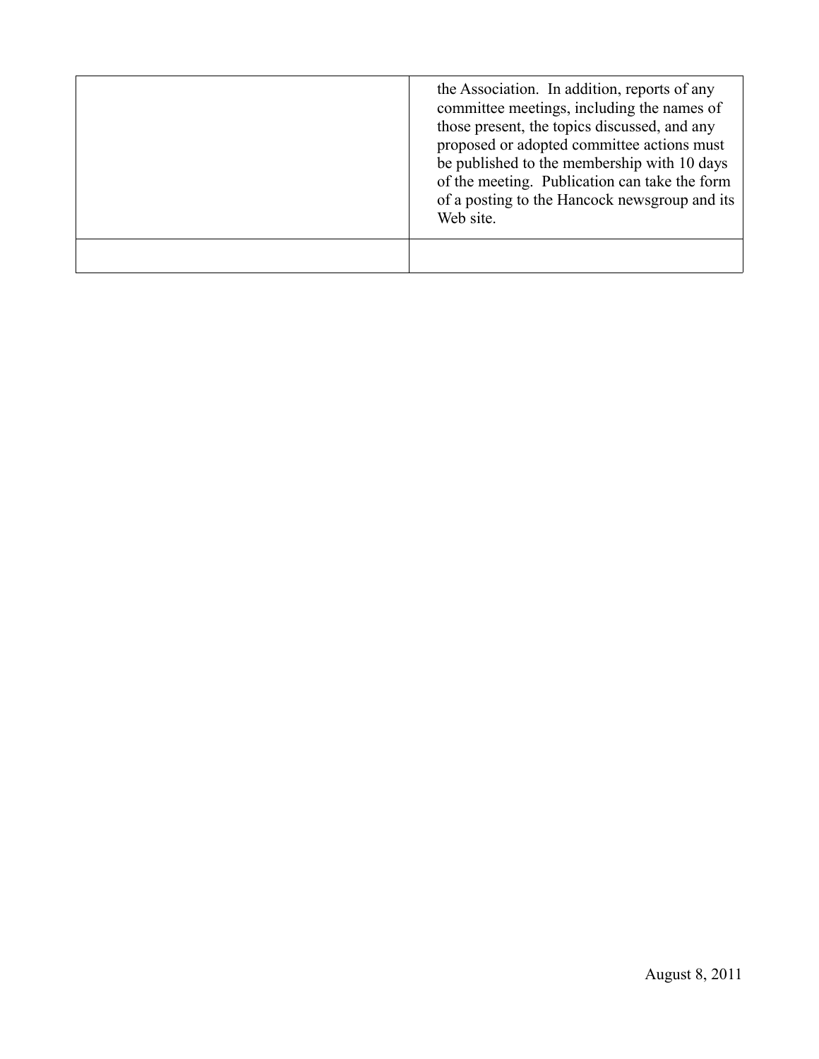| | |
|---|---|
| | the Association. In addition, reports of any committee meetings, including the names of those present, the topics discussed, and any proposed or adopted committee actions must be published to the membership with 10 days of the meeting. Publication can take the form of a posting to the Hancock newsgroup and its Web site. |
| | |

August 8, 2011